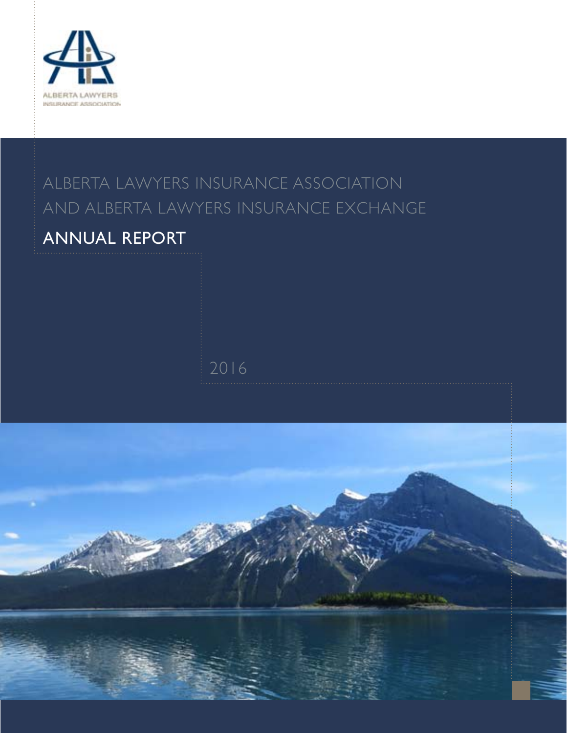ALBERTA LAWYERS
INSURANCE ASSOCIATION

# ALBERTA LAWYERS INSURANCE ASSOCIATION AND ALBERTA LAWYERS INSURANCE EXCHANGE

## ANNUAL REPORT

2016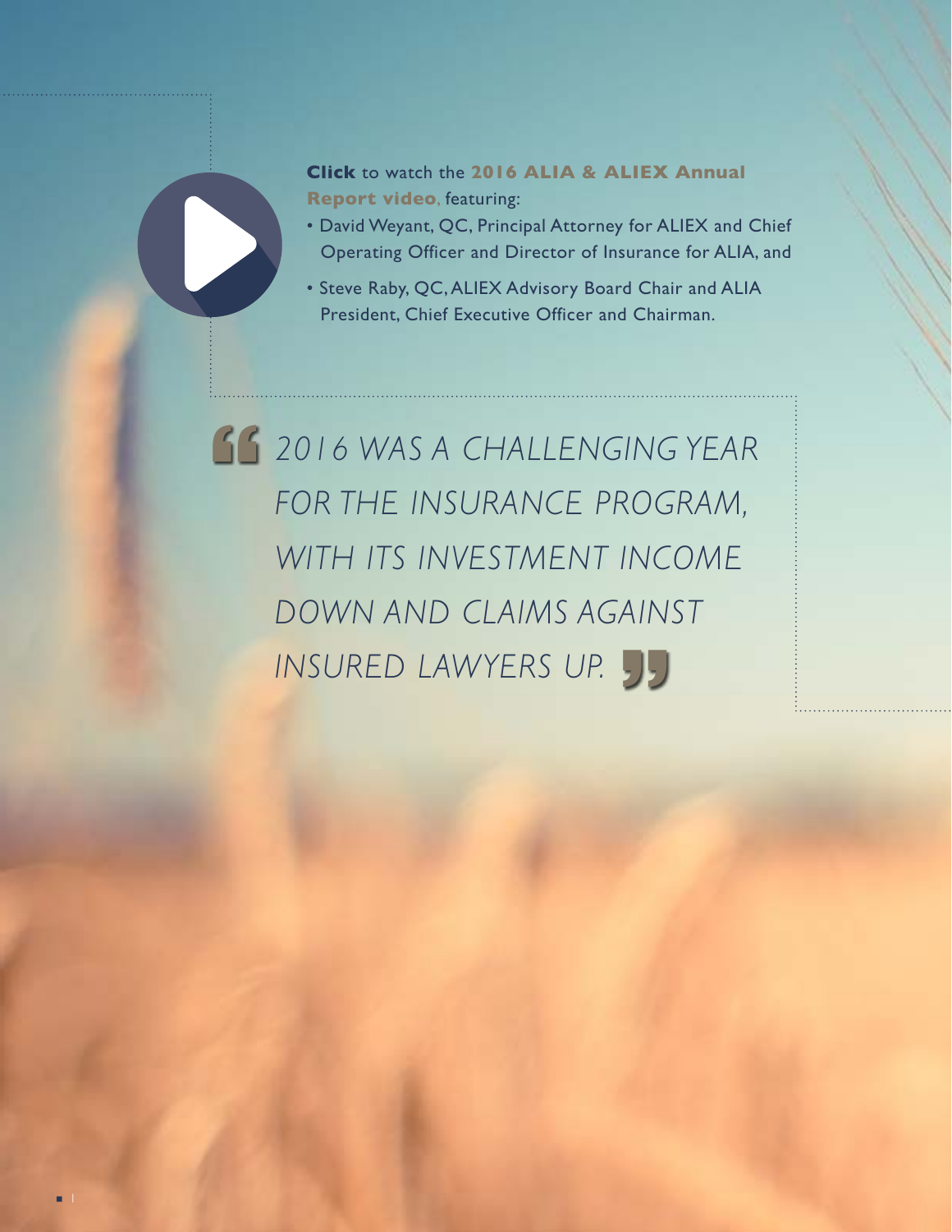**Click** to watch the **2016 ALIA & ALIEX Annual Report video**, featuring:

- David Weyant, QC, Principal Attorney for ALIEX and Chief Operating Officer and Director of Insurance for ALIA, and
- Steve Raby, QC, ALIEX Advisory Board Chair and ALIA President, Chief Executive Officer and Chairman.

> *2016 WAS A CHALLENGING YEAR FOR THE INSURANCE PROGRAM, WITH ITS INVESTMENT INCOME DOWN AND CLAIMS AGAINST INSURED LAWYERS UP.*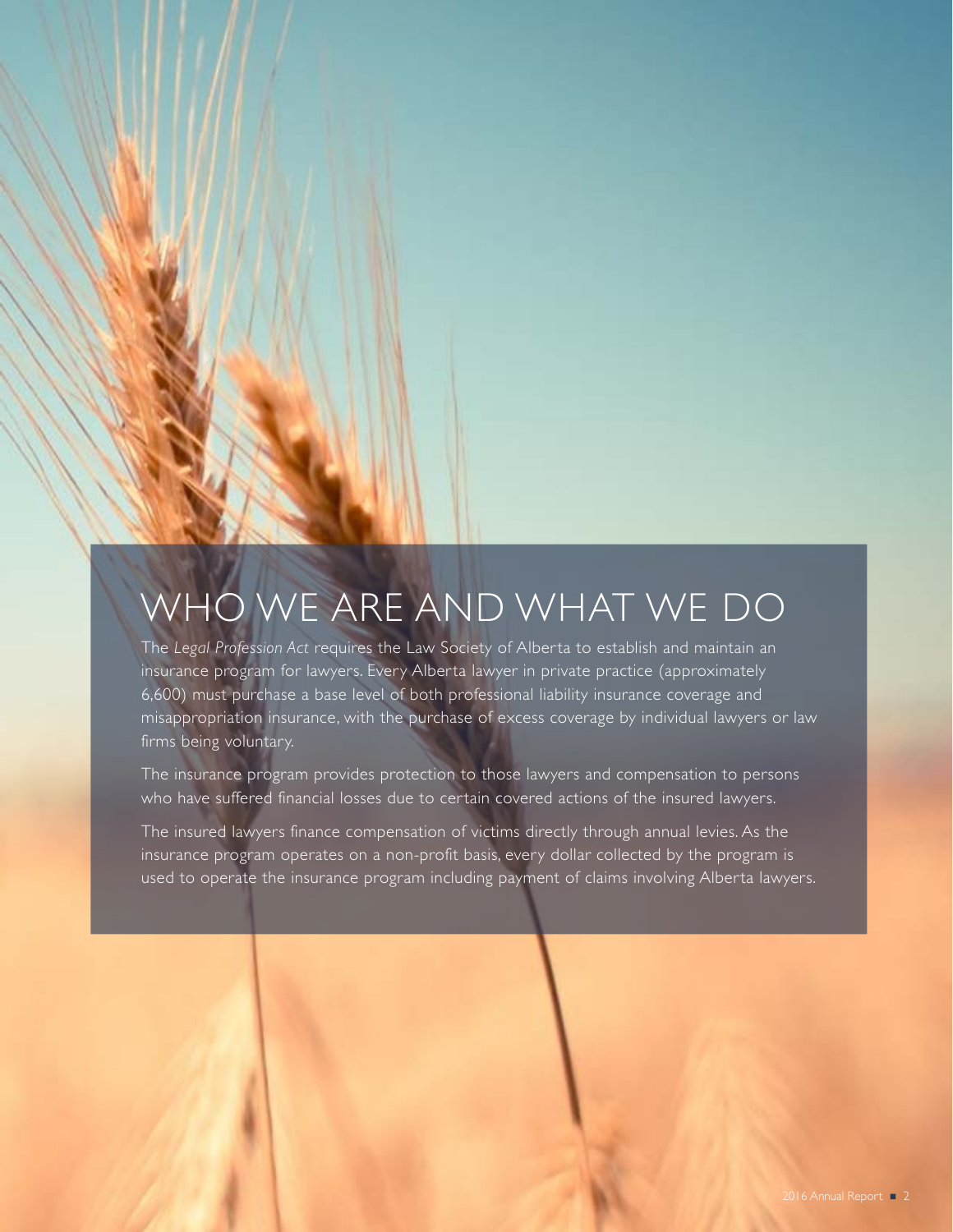# WHO WE ARE AND WHAT WE DO

The *Legal Profession Act* requires the Law Society of Alberta to establish and maintain an insurance program for lawyers. Every Alberta lawyer in private practice (approximately 6,600) must purchase a base level of both professional liability insurance coverage and misappropriation insurance, with the purchase of excess coverage by individual lawyers or law firms being voluntary.

The insurance program provides protection to those lawyers and compensation to persons who have suffered financial losses due to certain covered actions of the insured lawyers.

The insured lawyers finance compensation of victims directly through annual levies. As the insurance program operates on a non-profit basis, every dollar collected by the program is used to operate the insurance program including payment of claims involving Alberta lawyers.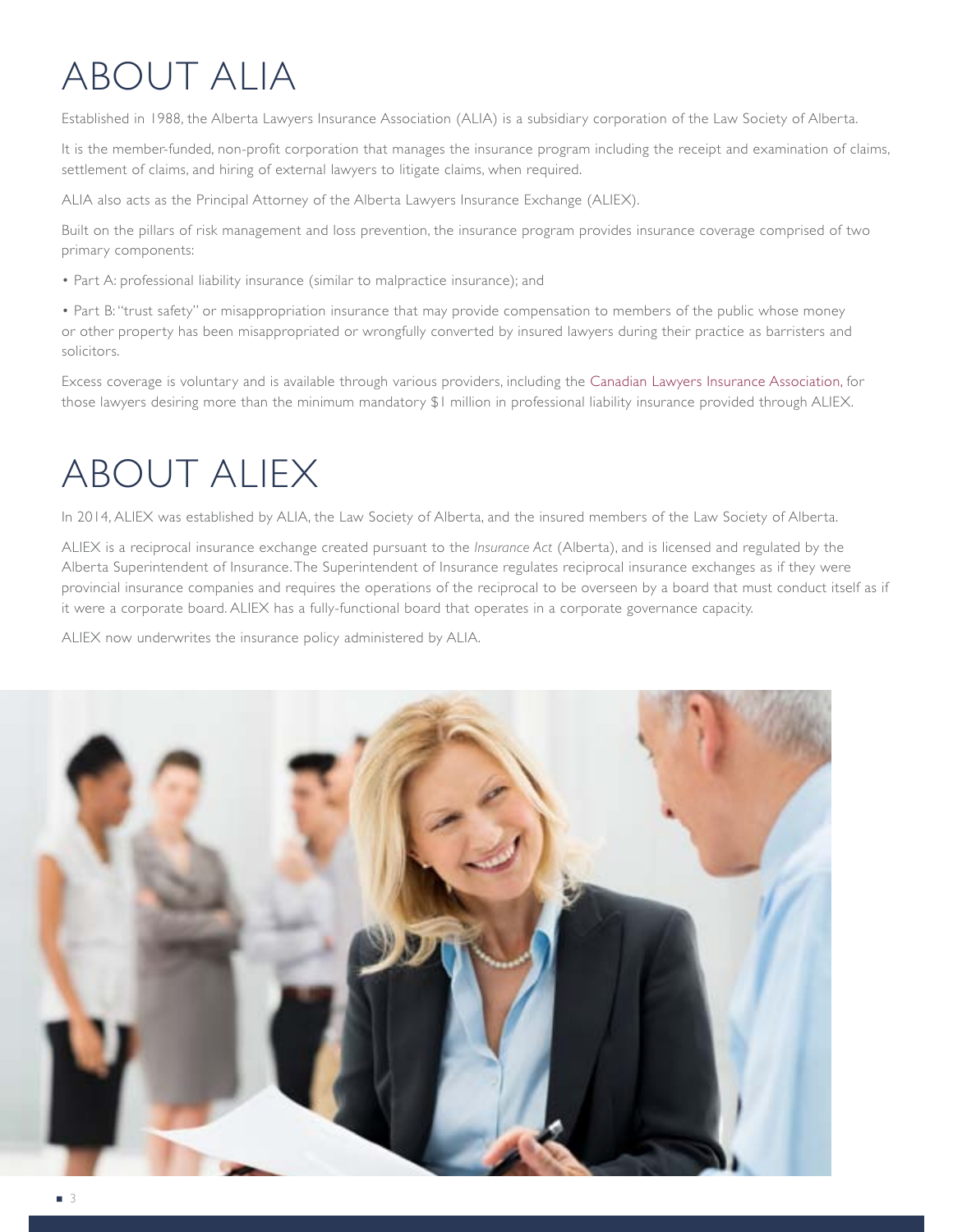# ABOUT ALIA

Established in 1988, the Alberta Lawyers Insurance Association (ALIA) is a subsidiary corporation of the Law Society of Alberta.

It is the member-funded, non-profit corporation that manages the insurance program including the receipt and examination of claims, settlement of claims, and hiring of external lawyers to litigate claims, when required.

ALIA also acts as the Principal Attorney of the Alberta Lawyers Insurance Exchange (ALIEX).

Built on the pillars of risk management and loss prevention, the insurance program provides insurance coverage comprised of two primary components:

- Part A: professional liability insurance (similar to malpractice insurance); and
- Part B: "trust safety" or misappropriation insurance that may provide compensation to members of the public whose money or other property has been misappropriated or wrongfully converted by insured lawyers during their practice as barristers and solicitors.

Excess coverage is voluntary and is available through various providers, including the Canadian Lawyers Insurance Association, for those lawyers desiring more than the minimum mandatory $1 million in professional liability insurance provided through ALIEX.

# ABOUT ALIEX

In 2014, ALIEX was established by ALIA, the Law Society of Alberta, and the insured members of the Law Society of Alberta.

ALIEX is a reciprocal insurance exchange created pursuant to the *Insurance Act* (Alberta), and is licensed and regulated by the Alberta Superintendent of Insurance. The Superintendent of Insurance regulates reciprocal insurance exchanges as if they were provincial insurance companies and requires the operations of the reciprocal to be overseen by a board that must conduct itself as if it were a corporate board. ALIEX has a fully-functional board that operates in a corporate governance capacity.

ALIEX now underwrites the insurance policy administered by ALIA.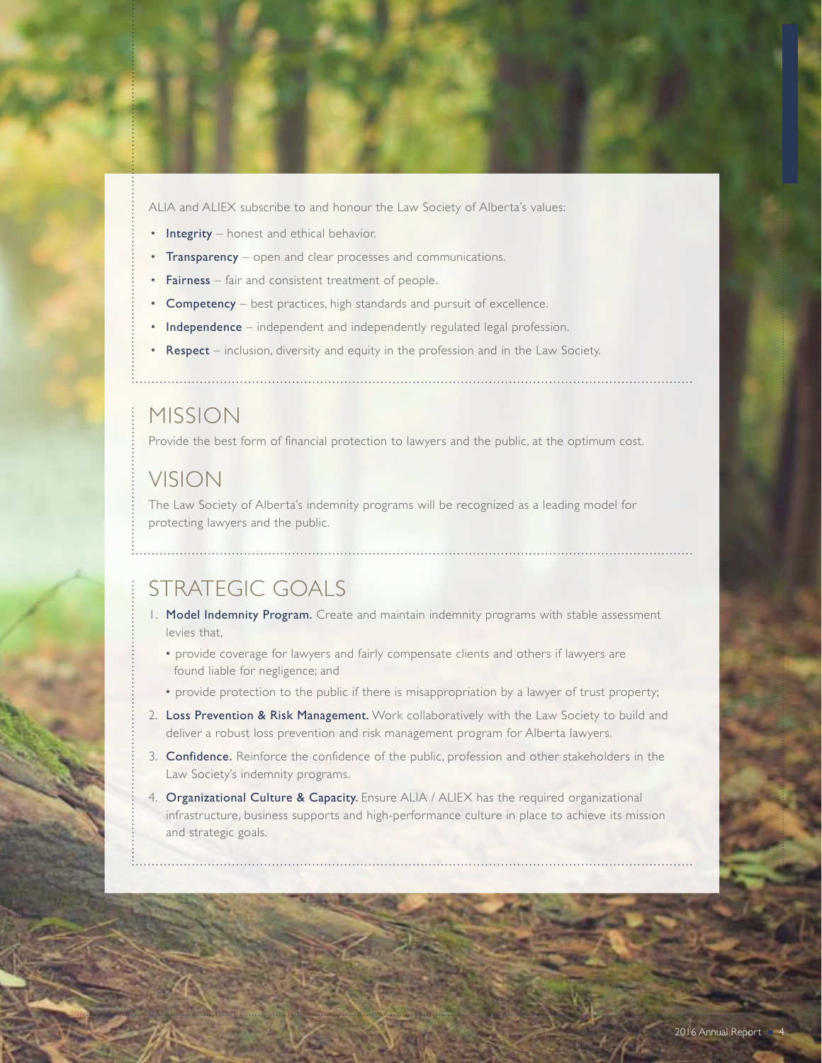ALIA and ALIEX subscribe to and honour the Law Society of Alberta's values:

- **Integrity** – honest and ethical behavior.
- **Transparency** – open and clear processes and communications.
- **Fairness** – fair and consistent treatment of people.
- **Competency** – best practices, high standards and pursuit of excellence.
- **Independence** – independent and independently regulated legal profession.
- **Respect** – inclusion, diversity and equity in the profession and in the Law Society.

## MISSION

Provide the best form of financial protection to lawyers and the public, at the optimum cost.

## VISION

The Law Society of Alberta's indemnity programs will be recognized as a leading model for protecting lawyers and the public.

## STRATEGIC GOALS

1. **Model Indemnity Program.** Create and maintain indemnity programs with stable assessment levies that,
   - provide coverage for lawyers and fairly compensate clients and others if lawyers are found liable for negligence; and
   - provide protection to the public if there is misappropriation by a lawyer of trust property;
2. **Loss Prevention & Risk Management.** Work collaboratively with the Law Society to build and deliver a robust loss prevention and risk management program for Alberta lawyers.
3. **Confidence.** Reinforce the confidence of the public, profession and other stakeholders in the Law Society's indemnity programs.
4. **Organizational Culture & Capacity.** Ensure ALIA / ALIEX has the required organizational infrastructure, business supports and high-performance culture in place to achieve its mission and strategic goals.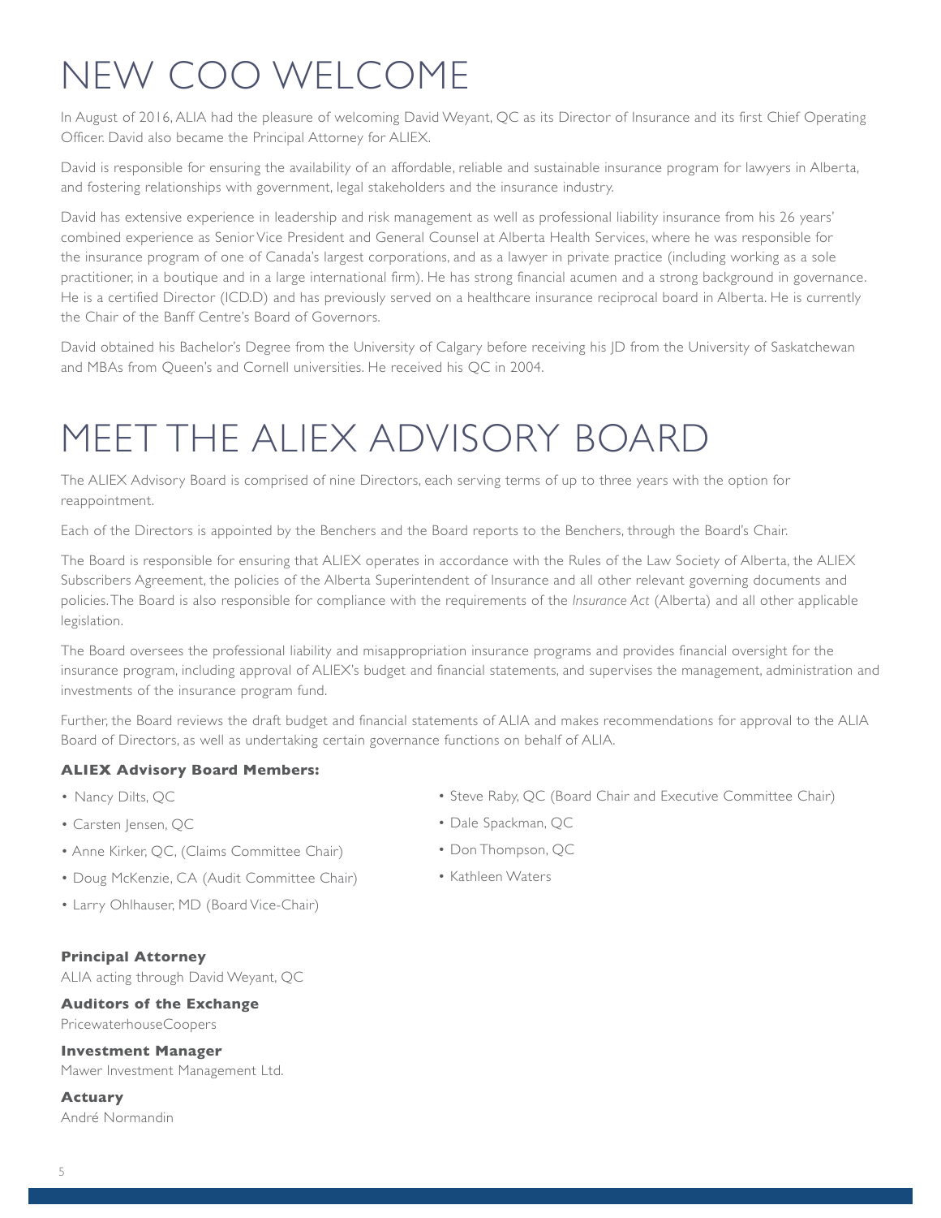# NEW COO WELCOME

In August of 2016, ALIA had the pleasure of welcoming David Weyant, QC as its Director of Insurance and its first Chief Operating Officer. David also became the Principal Attorney for ALIEX.

David is responsible for ensuring the availability of an affordable, reliable and sustainable insurance program for lawyers in Alberta, and fostering relationships with government, legal stakeholders and the insurance industry.

David has extensive experience in leadership and risk management as well as professional liability insurance from his 26 years' combined experience as Senior Vice President and General Counsel at Alberta Health Services, where he was responsible for the insurance program of one of Canada's largest corporations, and as a lawyer in private practice (including working as a sole practitioner, in a boutique and in a large international firm). He has strong financial acumen and a strong background in governance. He is a certified Director (ICD.D) and has previously served on a healthcare insurance reciprocal board in Alberta. He is currently the Chair of the Banff Centre's Board of Governors.

David obtained his Bachelor's Degree from the University of Calgary before receiving his JD from the University of Saskatchewan and MBAs from Queen's and Cornell universities. He received his QC in 2004.

# MEET THE ALIEX ADVISORY BOARD

The ALIEX Advisory Board is comprised of nine Directors, each serving terms of up to three years with the option for reappointment.

Each of the Directors is appointed by the Benchers and the Board reports to the Benchers, through the Board's Chair.

The Board is responsible for ensuring that ALIEX operates in accordance with the Rules of the Law Society of Alberta, the ALIEX Subscribers Agreement, the policies of the Alberta Superintendent of Insurance and all other relevant governing documents and policies. The Board is also responsible for compliance with the requirements of the *Insurance Act* (Alberta) and all other applicable legislation.

The Board oversees the professional liability and misappropriation insurance programs and provides financial oversight for the insurance program, including approval of ALIEX's budget and financial statements, and supervises the management, administration and investments of the insurance program fund.

Further, the Board reviews the draft budget and financial statements of ALIA and makes recommendations for approval to the ALIA Board of Directors, as well as undertaking certain governance functions on behalf of ALIA.

**ALIEX Advisory Board Members:**

- Nancy Dilts, QC
- Carsten Jensen, QC
- Anne Kirker, QC, (Claims Committee Chair)
- Doug McKenzie, CA (Audit Committee Chair)
- Larry Ohlhauser, MD (Board Vice-Chair)
- Steve Raby, QC (Board Chair and Executive Committee Chair)
- Dale Spackman, QC
- Don Thompson, QC
- Kathleen Waters

**Principal Attorney**
ALIA acting through David Weyant, QC

**Auditors of the Exchange**
PricewaterhouseCoopers

**Investment Manager**
Mawer Investment Management Ltd.

**Actuary**
André Normandin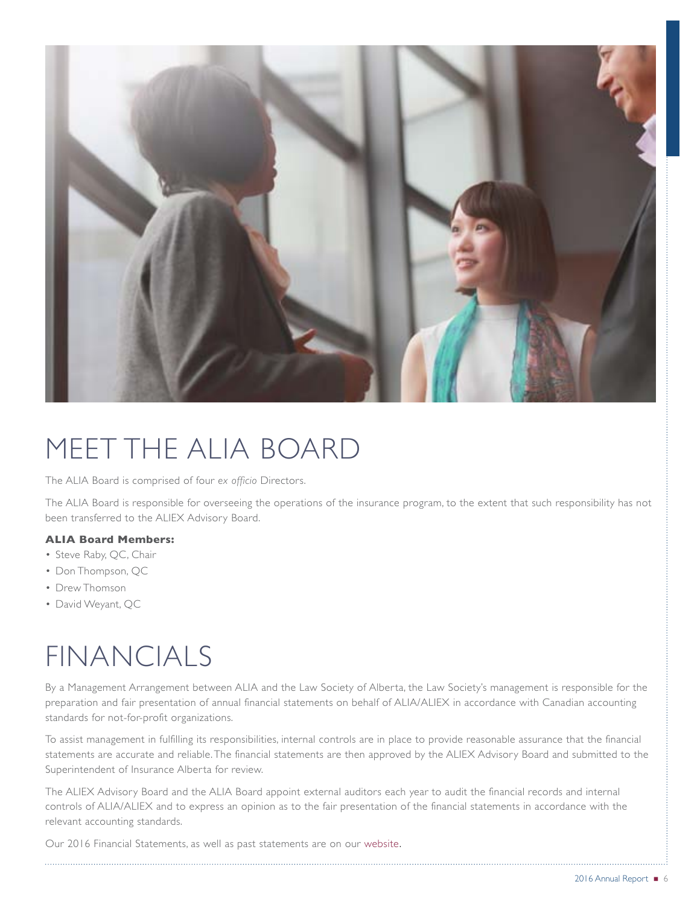# MEET THE ALIA BOARD

The ALIA Board is comprised of four *ex officio* Directors.

The ALIA Board is responsible for overseeing the operations of the insurance program, to the extent that such responsibility has not been transferred to the ALIEX Advisory Board.

**ALIA Board Members:**

- Steve Raby, QC, Chair
- Don Thompson, QC
- Drew Thomson
- David Weyant, QC

# FINANCIALS

By a Management Arrangement between ALIA and the Law Society of Alberta, the Law Society's management is responsible for the preparation and fair presentation of annual financial statements on behalf of ALIA/ALIEX in accordance with Canadian accounting standards for not-for-profit organizations.

To assist management in fulfilling its responsibilities, internal controls are in place to provide reasonable assurance that the financial statements are accurate and reliable. The financial statements are then approved by the ALIEX Advisory Board and submitted to the Superintendent of Insurance Alberta for review.

The ALIEX Advisory Board and the ALIA Board appoint external auditors each year to audit the financial records and internal controls of ALIA/ALIEX and to express an opinion as to the fair presentation of the financial statements in accordance with the relevant accounting standards.

Our 2016 Financial Statements, as well as past statements are on our website.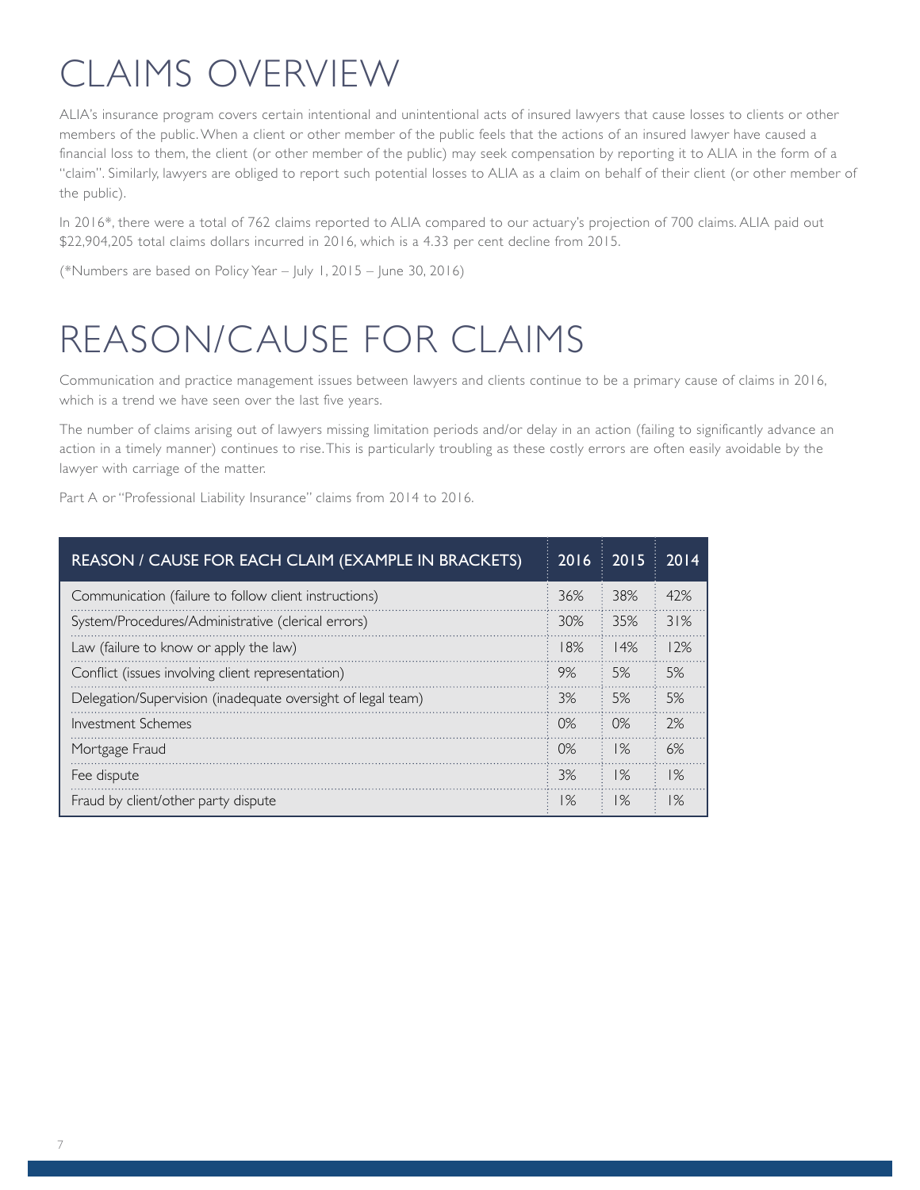# CLAIMS OVERVIEW

ALIA's insurance program covers certain intentional and unintentional acts of insured lawyers that cause losses to clients or other members of the public. When a client or other member of the public feels that the actions of an insured lawyer have caused a financial loss to them, the client (or other member of the public) may seek compensation by reporting it to ALIA in the form of a "claim". Similarly, lawyers are obliged to report such potential losses to ALIA as a claim on behalf of their client (or other member of the public).

In 2016*, there were a total of 762 claims reported to ALIA compared to our actuary's projection of 700 claims. ALIA paid out $22,904,205 total claims dollars incurred in 2016, which is a 4.33 per cent decline from 2015.

(*Numbers are based on Policy Year – July 1, 2015 – June 30, 2016)

# REASON/CAUSE FOR CLAIMS

Communication and practice management issues between lawyers and clients continue to be a primary cause of claims in 2016, which is a trend we have seen over the last five years.

The number of claims arising out of lawyers missing limitation periods and/or delay in an action (failing to significantly advance an action in a timely manner) continues to rise. This is particularly troubling as these costly errors are often easily avoidable by the lawyer with carriage of the matter.

Part A or "Professional Liability Insurance" claims from 2014 to 2016.

| REASON / CAUSE FOR EACH CLAIM (EXAMPLE IN BRACKETS) | 2016 | 2015 | 2014 |
|---|---|---|---|
| Communication (failure to follow client instructions) | 36% | 38% | 42% |
| System/Procedures/Administrative (clerical errors) | 30% | 35% | 31% |
| Law (failure to know or apply the law) | 18% | 14% | 12% |
| Conflict (issues involving client representation) | 9% | 5% | 5% |
| Delegation/Supervision (inadequate oversight of legal team) | 3% | 5% | 5% |
| Investment Schemes | 0% | 0% | 2% |
| Mortgage Fraud | 0% | 1% | 6% |
| Fee dispute | 3% | 1% | 1% |
| Fraud by client/other party dispute | 1% | 1% | 1% |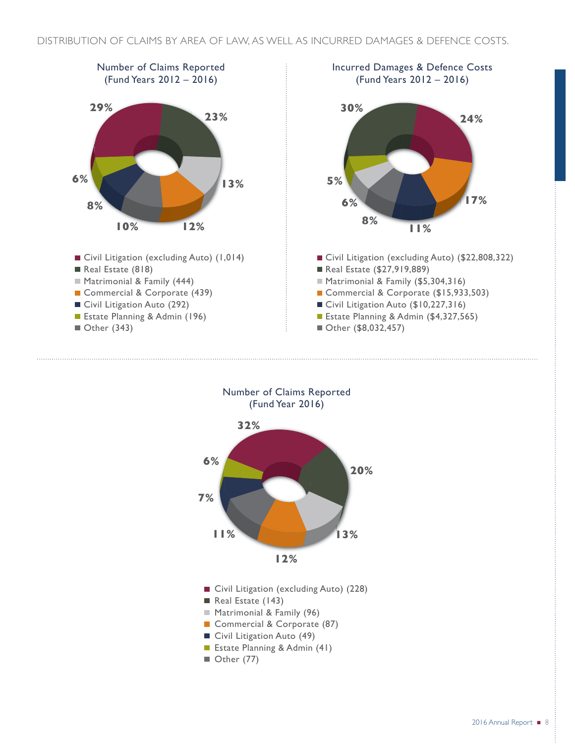DISTRIBUTION OF CLAIMS BY AREA OF LAW, AS WELL AS INCURRED DAMAGES & DEFENCE COSTS.

### Number of Claims Reported (Fund Years 2012 – 2016)

29%, 23%, 13%, 12%, 10%, 8%, 6%

- Civil Litigation (excluding Auto) (1,014)
- Real Estate (818)
- Matrimonial & Family (444)
- Commercial & Corporate (439)
- Civil Litigation Auto (292)
- Estate Planning & Admin (196)
- Other (343)

### Incurred Damages & Defence Costs (Fund Years 2012 – 2016)

30%, 24%, 17%, 11%, 8%, 6%, 5%

- Civil Litigation (excluding Auto) ($22,808,322)
- Real Estate ($27,919,889)
- Matrimonial & Family ($5,304,316)
- Commercial & Corporate ($15,933,503)
- Civil Litigation Auto ($10,227,316)
- Estate Planning & Admin ($4,327,565)
- Other ($8,032,457)

### Number of Claims Reported (Fund Year 2016)

32%, 20%, 13%, 12%, 11%, 7%, 6%

- Civil Litigation (excluding Auto) (228)
- Real Estate (143)
- Matrimonial & Family (96)
- Commercial & Corporate (87)
- Civil Litigation Auto (49)
- Estate Planning & Admin (41)
- Other (77)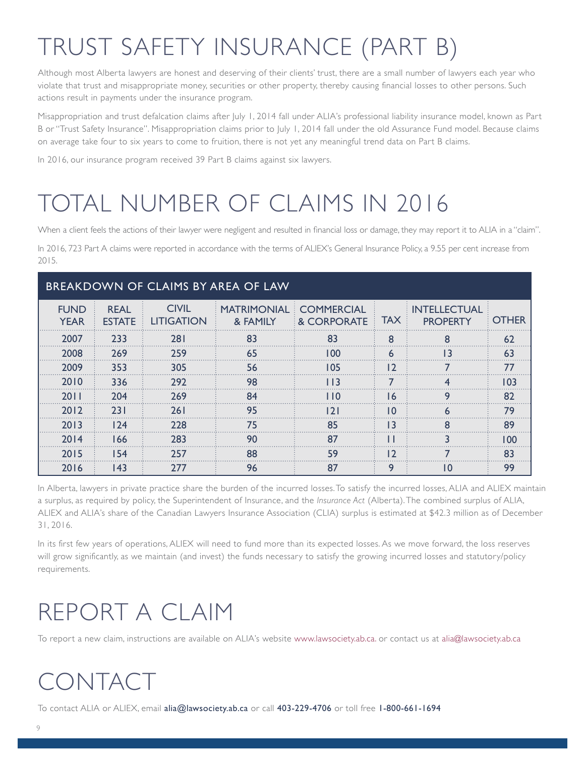# TRUST SAFETY INSURANCE (PART B)

Although most Alberta lawyers are honest and deserving of their clients' trust, there are a small number of lawyers each year who violate that trust and misappropriate money, securities or other property, thereby causing financial losses to other persons. Such actions result in payments under the insurance program.

Misappropriation and trust defalcation claims after July 1, 2014 fall under ALIA's professional liability insurance model, known as Part B or "Trust Safety Insurance". Misappropriation claims prior to July 1, 2014 fall under the old Assurance Fund model. Because claims on average take four to six years to come to fruition, there is not yet any meaningful trend data on Part B claims.

In 2016, our insurance program received 39 Part B claims against six lawyers.

# TOTAL NUMBER OF CLAIMS IN 2016

When a client feels the actions of their lawyer were negligent and resulted in financial loss or damage, they may report it to ALIA in a "claim".

In 2016, 723 Part A claims were reported in accordance with the terms of ALIEX's General Insurance Policy, a 9.55 per cent increase from 2015.

**BREAKDOWN OF CLAIMS BY AREA OF LAW**

| FUND YEAR | REAL ESTATE | CIVIL LITIGATION | MATRIMONIAL & FAMILY | COMMERCIAL & CORPORATE | TAX | INTELLECTUAL PROPERTY | OTHER |
|---|---|---|---|---|---|---|---|
| 2007 | 233 | 281 | 83 | 83 | 8 | 8 | 62 |
| 2008 | 269 | 259 | 65 | 100 | 6 | 13 | 63 |
| 2009 | 353 | 305 | 56 | 105 | 12 | 7 | 77 |
| 2010 | 336 | 292 | 98 | 113 | 7 | 4 | 103 |
| 2011 | 204 | 269 | 84 | 110 | 16 | 9 | 82 |
| 2012 | 231 | 261 | 95 | 121 | 10 | 6 | 79 |
| 2013 | 124 | 228 | 75 | 85 | 13 | 8 | 89 |
| 2014 | 166 | 283 | 90 | 87 | 11 | 3 | 100 |
| 2015 | 154 | 257 | 88 | 59 | 12 | 7 | 83 |
| 2016 | 143 | 277 | 96 | 87 | 9 | 10 | 99 |

In Alberta, lawyers in private practice share the burden of the incurred losses. To satisfy the incurred losses, ALIA and ALIEX maintain a surplus, as required by policy, the Superintendent of Insurance, and the *Insurance Act* (Alberta). The combined surplus of ALIA, ALIEX and ALIA's share of the Canadian Lawyers Insurance Association (CLIA) surplus is estimated at $42.3 million as of December 31, 2016.

In its first few years of operations, ALIEX will need to fund more than its expected losses. As we move forward, the loss reserves will grow significantly, as we maintain (and invest) the funds necessary to satisfy the growing incurred losses and statutory/policy requirements.

# REPORT A CLAIM

To report a new claim, instructions are available on ALIA's website www.lawsociety.ab.ca. or contact us at alia@lawsociety.ab.ca

# CONTACT

To contact ALIA or ALIEX, email **alia@lawsociety.ab.ca** or call **403-229-4706** or toll free **1-800-661-1694**